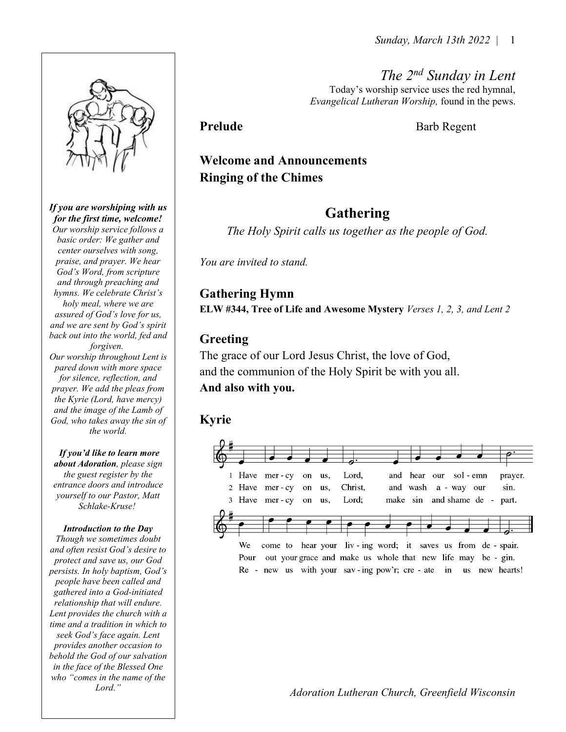## *The 2nd Sunday in Lent*

Today's worship service uses the red hymnal, *Evangelical Lutheran Worship,* found in the pews.

**Prelude** Barb Regent

**Welcome and Announcements**

**Ringing of the Chimes**

## Gathering

*The Holy Spirit calls us together as the people of God.*

*You are invited to stand.*

### Gathering Hymn

**ELW #344, Tree of Life and Awesome Mystery** *Verses 1, 2, 3, and Lent 2*

### Greeting

The grace of our Lord Jesus Christ, the love of God,
and the communion of the Holy Spirit be with you all.
**And also with you.**

### Kyrie

1 Have mer-cy on us, Lord, and hear our sol-emn prayer. We come to hear your liv-ing word; it saves us from de-spair.

2 Have mer-cy on us, Christ, and wash a-way our sin. Pour out your grace and make us whole that new life may be-gin.

3 Have mer-cy on us, Lord; make sin and shame de-part. Re-new us with your sav-ing pow'r; cre-ate in us new hearts!

***If you are worshiping with us for the first time, welcome!*** *Our worship service follows a basic order: We gather and center ourselves with song, praise, and prayer. We hear God's Word, from scripture and through preaching and hymns. We celebrate Christ's holy meal, where we are assured of God's love for us, and we are sent by God's spirit back out into the world, fed and forgiven.*
*Our worship throughout Lent is pared down with more space for silence, reflection, and prayer. We add the pleas from the Kyrie (Lord, have mercy) and the image of the Lamb of God, who takes away the sin of the world.*

***If you'd like to learn more about Adoration****, please sign the guest register by the entrance doors and introduce yourself to our Pastor, Matt Schlake-Kruse!*

***Introduction to the Day***
*Though we sometimes doubt and often resist God's desire to protect and save us, our God persists. In holy baptism, God's people have been called and gathered into a God-initiated relationship that will endure. Lent provides the church with a time and a tradition in which to seek God's face again. Lent provides another occasion to behold the God of our salvation in the face of the Blessed One who "comes in the name of the Lord."*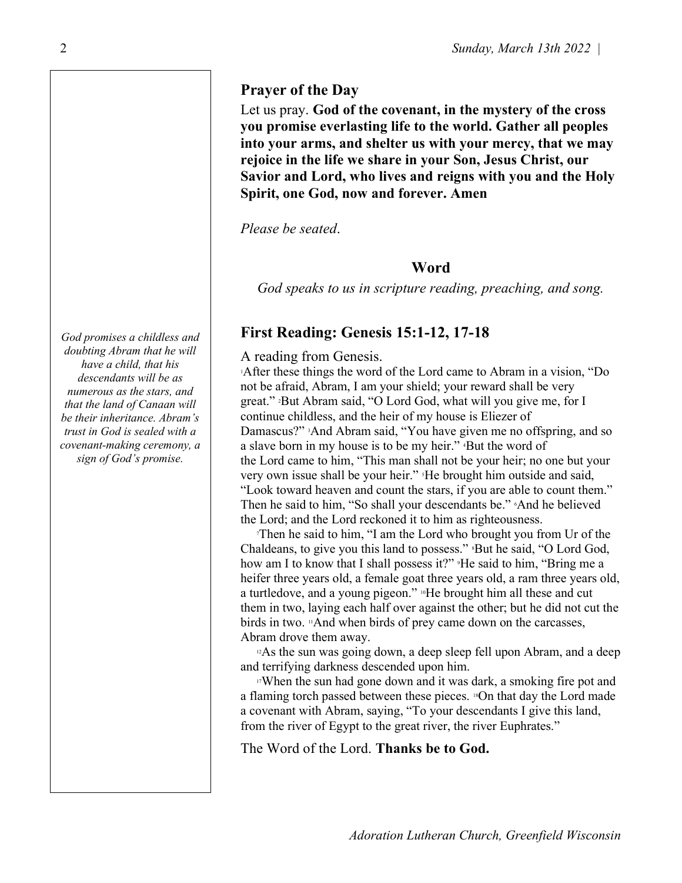## Prayer of the Day

Let us pray. **God of the covenant, in the mystery of the cross you promise everlasting life to the world. Gather all peoples into your arms, and shelter us with your mercy, that we may rejoice in the life we share in your Son, Jesus Christ, our Savior and Lord, who lives and reigns with you and the Holy Spirit, one God, now and forever. Amen**

*Please be seated*.

## Word

*God speaks to us in scripture reading, preaching, and song.*

## First Reading: Genesis 15:1-12, 17-18

*God promises a childless and doubting Abram that he will have a child, that his descendants will be as numerous as the stars, and that the land of Canaan will be their inheritance. Abram's trust in God is sealed with a covenant-making ceremony, a sign of God's promise.*

A reading from Genesis.

[1]After these things the word of the Lord came to Abram in a vision, "Do not be afraid, Abram, I am your shield; your reward shall be very great." [2]But Abram said, "O Lord God, what will you give me, for I continue childless, and the heir of my house is Eliezer of Damascus?" [3]And Abram said, "You have given me no offspring, and so a slave born in my house is to be my heir." [4]But the word of the Lord came to him, "This man shall not be your heir; no one but your very own issue shall be your heir." [5]He brought him outside and said, "Look toward heaven and count the stars, if you are able to count them." Then he said to him, "So shall your descendants be." [6]And he believed the Lord; and the Lord reckoned it to him as righteousness.

[7]Then he said to him, "I am the Lord who brought you from Ur of the Chaldeans, to give you this land to possess." [8]But he said, "O Lord God, how am I to know that I shall possess it?" [9]He said to him, "Bring me a heifer three years old, a female goat three years old, a ram three years old, a turtledove, and a young pigeon." [10]He brought him all these and cut them in two, laying each half over against the other; but he did not cut the birds in two. [11]And when birds of prey came down on the carcasses, Abram drove them away.

[12]As the sun was going down, a deep sleep fell upon Abram, and a deep and terrifying darkness descended upon him.

[17]When the sun had gone down and it was dark, a smoking fire pot and a flaming torch passed between these pieces. [18]On that day the Lord made a covenant with Abram, saying, "To your descendants I give this land, from the river of Egypt to the great river, the river Euphrates."

The Word of the Lord. **Thanks be to God.**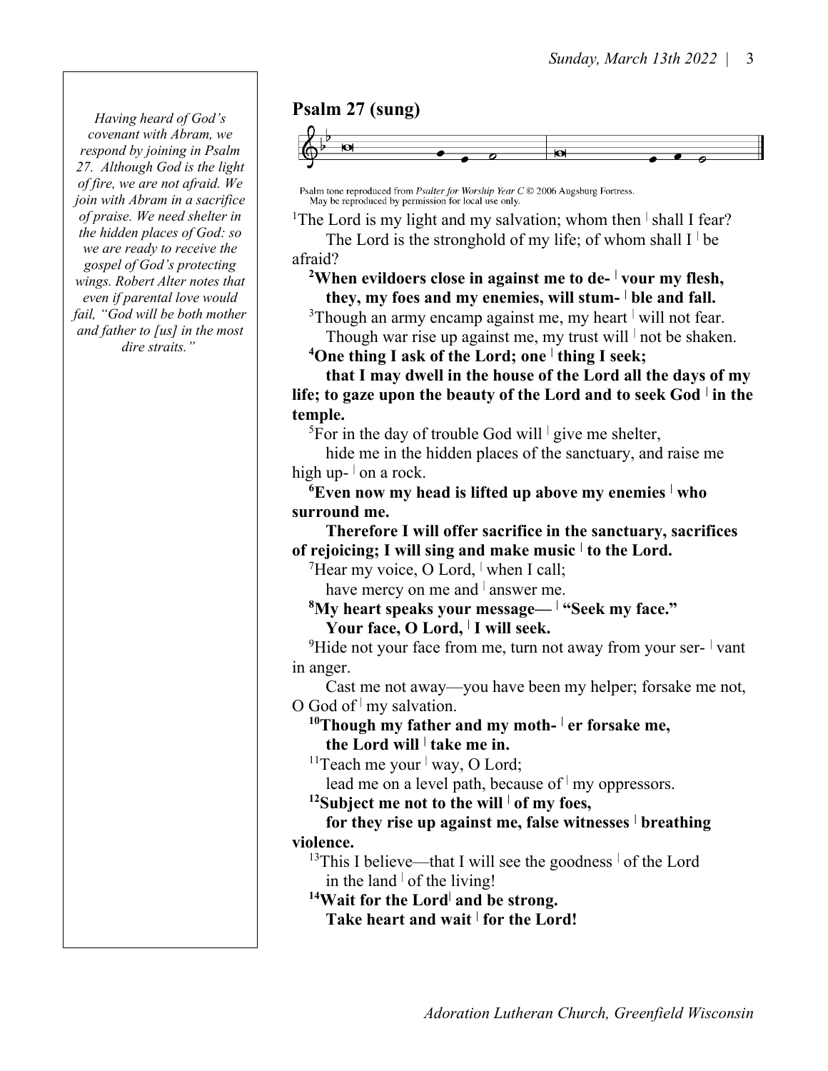*Having heard of God's covenant with Abram, we respond by joining in Psalm 27. Although God is the light of fire, we are not afraid. We join with Abram in a sacrifice of praise. We need shelter in the hidden places of God: so we are ready to receive the gospel of God's protecting wings. Robert Alter notes that even if parental love would fail, "God will be both mother and father to [us] in the most dire straits."*

## Psalm 27 (sung)

Psalm tone reproduced from *Psalter for Worship Year C* © 2006 Augsburg Fortress.
May be reproduced by permission for local use only.

[1]The Lord is my light and my salvation; whom then | shall I fear?
The Lord is the stronghold of my life; of whom shall I | be afraid?

**[2]When evildoers close in against me to de- | vour my flesh,**
**they, my foes and my enemies, will stum- | ble and fall.**

[3]Though an army encamp against me, my heart | will not fear.
Though war rise up against me, my trust will | not be shaken.

**[4]One thing I ask of the Lord; one | thing I seek;**
**that I may dwell in the house of the Lord all the days of my life; to gaze upon the beauty of the Lord and to seek God | in the temple.**

[5]For in the day of trouble God will | give me shelter,
hide me in the hidden places of the sanctuary, and raise me high up- | on a rock.

**[6]Even now my head is lifted up above my enemies | who surround me.**
**Therefore I will offer sacrifice in the sanctuary, sacrifices of rejoicing; I will sing and make music | to the Lord.**

[7]Hear my voice, O Lord, | when I call;
have mercy on me and | answer me.

**[8]My heart speaks your message— | "Seek my face."**
**Your face, O Lord, | I will seek.**

[9]Hide not your face from me, turn not away from your ser- | vant in anger.
Cast me not away—you have been my helper; forsake me not, O God of | my salvation.

**[10]Though my father and my moth- | er forsake me,**
**the Lord will | take me in.**

[11]Teach me your | way, O Lord;
lead me on a level path, because of | my oppressors.

**[12]Subject me not to the will | of my foes,**
**for they rise up against me, false witnesses | breathing violence.**

[13]This I believe—that I will see the goodness | of the Lord
in the land | of the living!

**[14]Wait for the Lord | and be strong.**
**Take heart and wait | for the Lord!**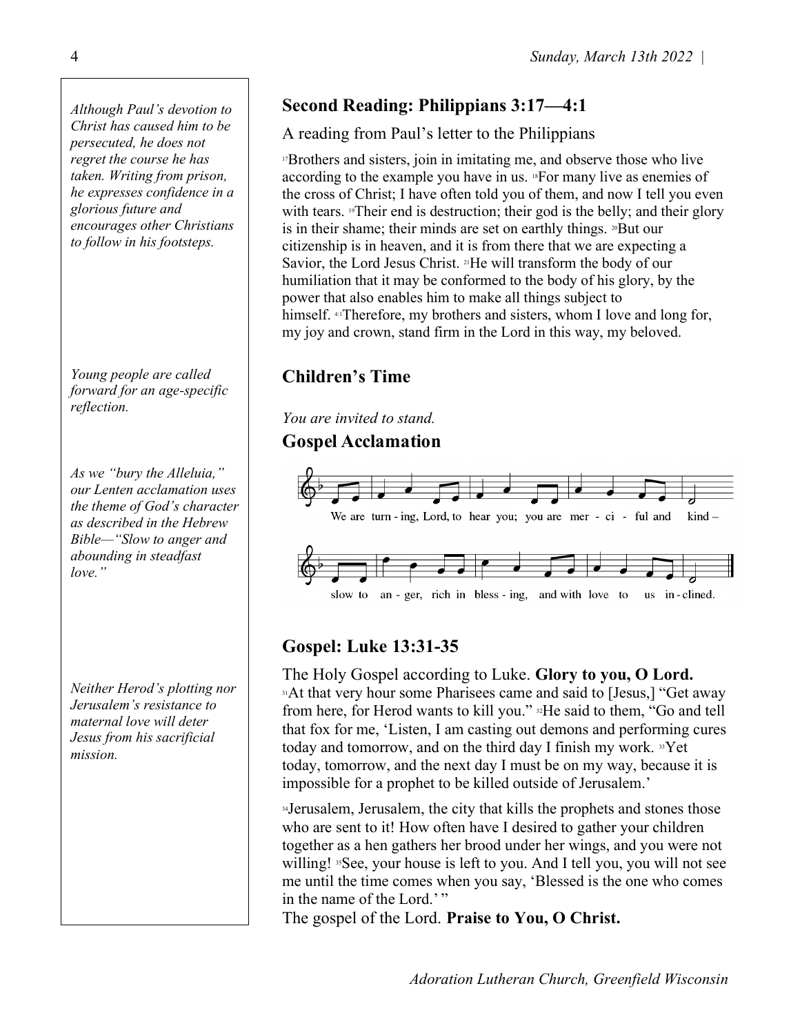*Although Paul's devotion to Christ has caused him to be persecuted, he does not regret the course he has taken. Writing from prison, he expresses confidence in a glorious future and encourages other Christians to follow in his footsteps.*

## Second Reading: Philippians 3:17—4:1

A reading from Paul's letter to the Philippians

[17]Brothers and sisters, join in imitating me, and observe those who live according to the example you have in us. [18]For many live as enemies of the cross of Christ; I have often told you of them, and now I tell you even with tears. [19]Their end is destruction; their god is the belly; and their glory is in their shame; their minds are set on earthly things. [20]But our citizenship is in heaven, and it is from there that we are expecting a Savior, the Lord Jesus Christ. [21]He will transform the body of our humiliation that it may be conformed to the body of his glory, by the power that also enables him to make all things subject to himself. [4:1]Therefore, my brothers and sisters, whom I love and long for, my joy and crown, stand firm in the Lord in this way, my beloved.

*Young people are called forward for an age-specific reflection.*

## Children's Time

*You are invited to stand.*

## Gospel Acclamation

*As we "bury the Alleluia," our Lenten acclamation uses the theme of God's character as described in the Hebrew Bible—"Slow to anger and abounding in steadfast love."*

We are turn - ing, Lord, to hear you; you are mer - ci - ful and kind –
slow to an - ger, rich in bless - ing, and with love to us in - clined.

*Neither Herod's plotting nor Jerusalem's resistance to maternal love will deter Jesus from his sacrificial mission.*

## Gospel: Luke 13:31-35

The Holy Gospel according to Luke. **Glory to you, O Lord.**
[31]At that very hour some Pharisees came and said to [Jesus,] "Get away from here, for Herod wants to kill you." [32]He said to them, "Go and tell that fox for me, 'Listen, I am casting out demons and performing cures today and tomorrow, and on the third day I finish my work. [33]Yet today, tomorrow, and the next day I must be on my way, because it is impossible for a prophet to be killed outside of Jerusalem.'

[34]Jerusalem, Jerusalem, the city that kills the prophets and stones those who are sent to it! How often have I desired to gather your children together as a hen gathers her brood under her wings, and you were not willing! [35]See, your house is left to you. And I tell you, you will not see me until the time comes when you say, 'Blessed is the one who comes in the name of the Lord.' "
The gospel of the Lord. **Praise to You, O Christ.**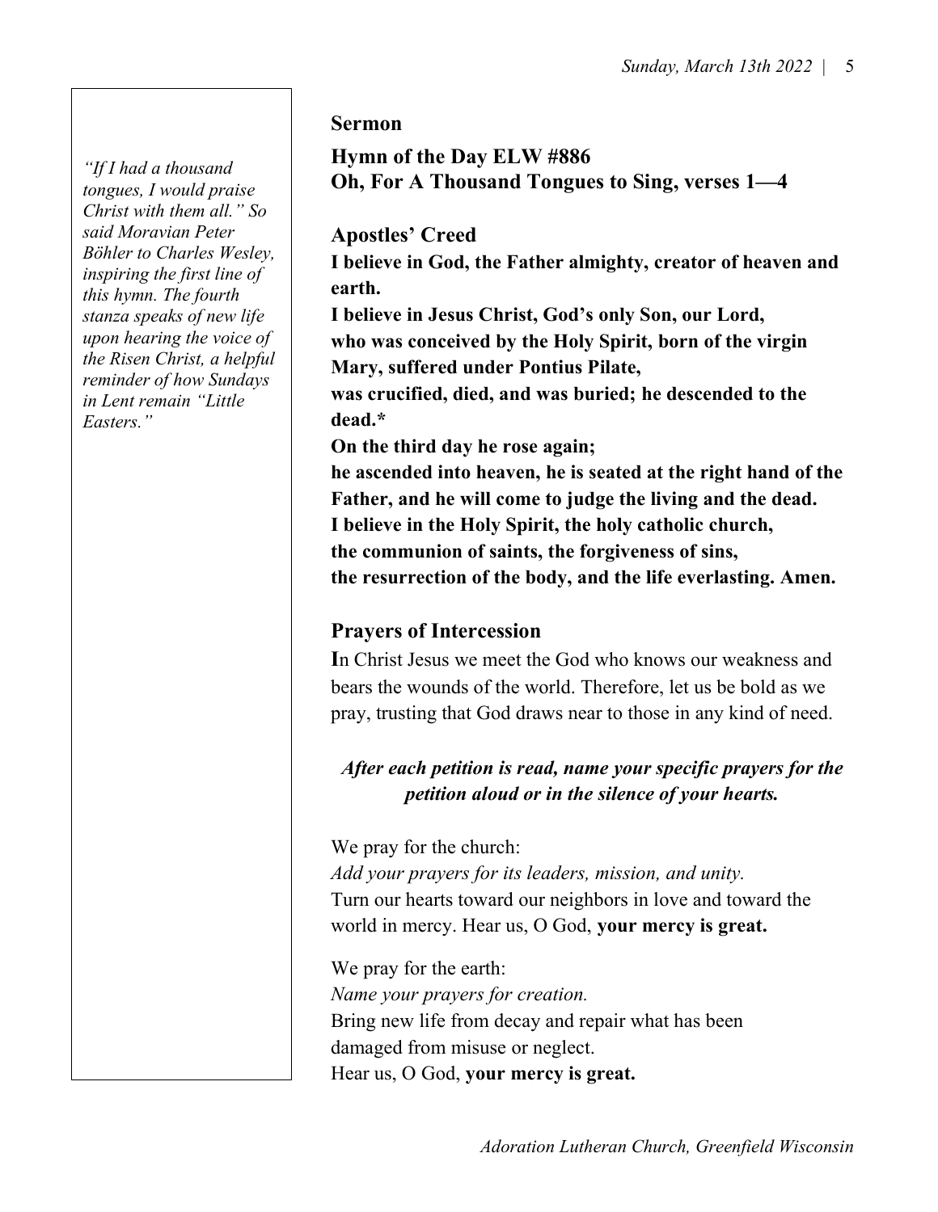*"If I had a thousand tongues, I would praise Christ with them all." So said Moravian Peter Böhler to Charles Wesley, inspiring the first line of this hymn. The fourth stanza speaks of new life upon hearing the voice of the Risen Christ, a helpful reminder of how Sundays in Lent remain "Little Easters."*

## Sermon

## Hymn of the Day ELW #886
## Oh, For A Thousand Tongues to Sing, verses 1—4

## Apostles' Creed

**I believe in God, the Father almighty, creator of heaven and earth.**
**I believe in Jesus Christ, God's only Son, our Lord,**
**who was conceived by the Holy Spirit, born of the virgin Mary, suffered under Pontius Pilate,**
**was crucified, died, and was buried; he descended to the dead.***
**On the third day he rose again;**
**he ascended into heaven, he is seated at the right hand of the Father, and he will come to judge the living and the dead.**
**I believe in the Holy Spirit, the holy catholic church,**
**the communion of saints, the forgiveness of sins,**
**the resurrection of the body, and the life everlasting. Amen.**

## Prayers of Intercession

In Christ Jesus we meet the God who knows our weakness and bears the wounds of the world. Therefore, let us be bold as we pray, trusting that God draws near to those in any kind of need.

***After each petition is read, name your specific prayers for the petition aloud or in the silence of your hearts.***

We pray for the church:
*Add your prayers for its leaders, mission, and unity.*
Turn our hearts toward our neighbors in love and toward the world in mercy. Hear us, O God, **your mercy is great.**

We pray for the earth:
*Name your prayers for creation.*
Bring new life from decay and repair what has been damaged from misuse or neglect.
Hear us, O God, **your mercy is great.**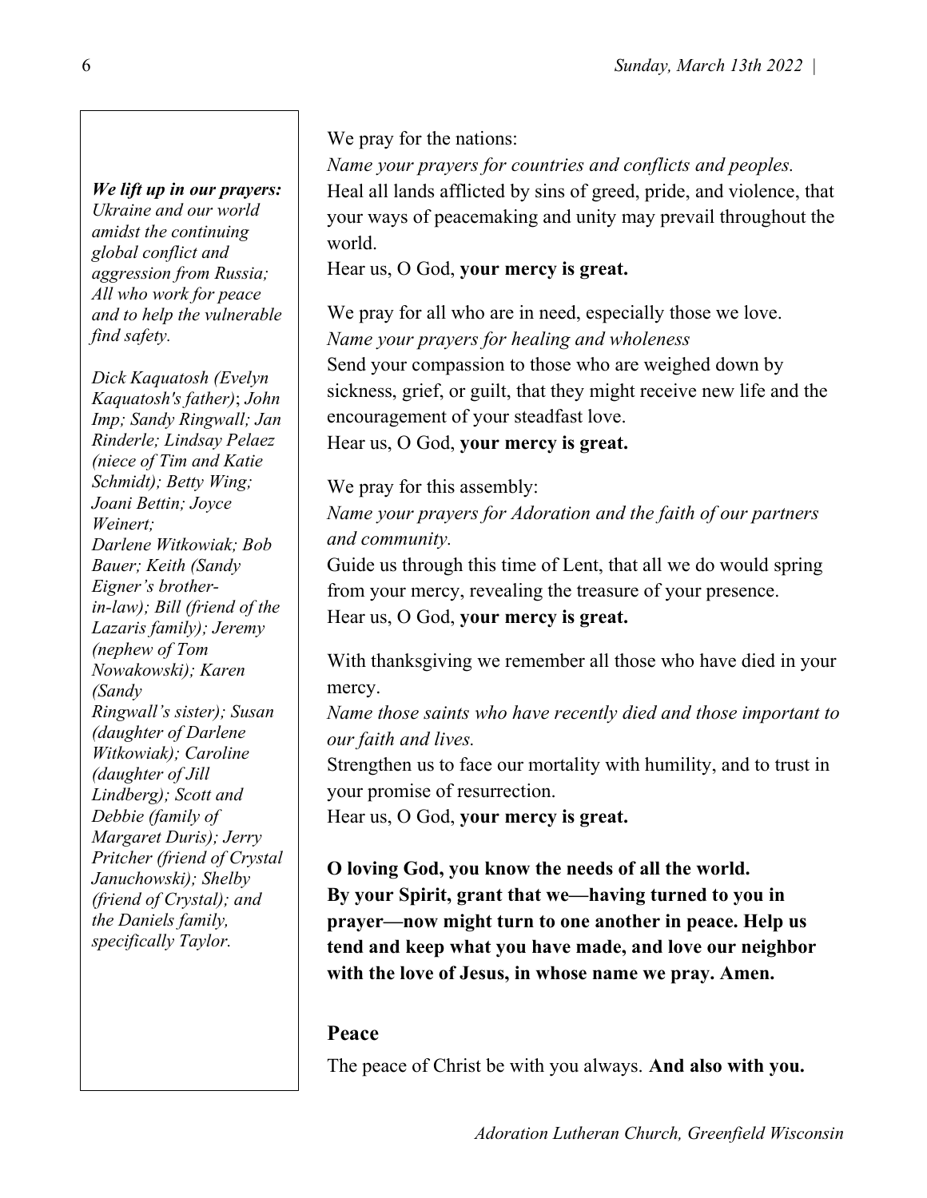***We lift up in our prayers:***
*Ukraine and our world amidst the continuing global conflict and aggression from Russia; All who work for peace and to help the vulnerable find safety.*

*Dick Kaquatosh (Evelyn Kaquatosh's father)*; *John Imp; Sandy Ringwall; Jan Rinderle; Lindsay Pelaez (niece of Tim and Katie Schmidt); Betty Wing; Joani Bettin; Joyce Weinert; Darlene Witkowiak; Bob Bauer; Keith (Sandy Eigner's brother-in-law); Bill (friend of the Lazaris family); Jeremy (nephew of Tom Nowakowski); Karen (Sandy Ringwall's sister); Susan (daughter of Darlene Witkowiak); Caroline (daughter of Jill Lindberg); Scott and Debbie (family of Margaret Duris); Jerry Pritcher (friend of Crystal Januchowski); Shelby (friend of Crystal); and the Daniels family, specifically Taylor.*

We pray for the nations:
*Name your prayers for countries and conflicts and peoples.*
Heal all lands afflicted by sins of greed, pride, and violence, that your ways of peacemaking and unity may prevail throughout the world.
Hear us, O God, **your mercy is great.**

We pray for all who are in need, especially those we love.
*Name your prayers for healing and wholeness*
Send your compassion to those who are weighed down by sickness, grief, or guilt, that they might receive new life and the encouragement of your steadfast love.
Hear us, O God, **your mercy is great.**

We pray for this assembly:
*Name your prayers for Adoration and the faith of our partners and community.*
Guide us through this time of Lent, that all we do would spring from your mercy, revealing the treasure of your presence.
Hear us, O God, **your mercy is great.**

With thanksgiving we remember all those who have died in your mercy.
*Name those saints who have recently died and those important to our faith and lives.*
Strengthen us to face our mortality with humility, and to trust in your promise of resurrection.
Hear us, O God, **your mercy is great.**

**O loving God, you know the needs of all the world. By your Spirit, grant that we—having turned to you in prayer—now might turn to one another in peace. Help us tend and keep what you have made, and love our neighbor with the love of Jesus, in whose name we pray. Amen.**

## Peace

The peace of Christ be with you always. **And also with you.**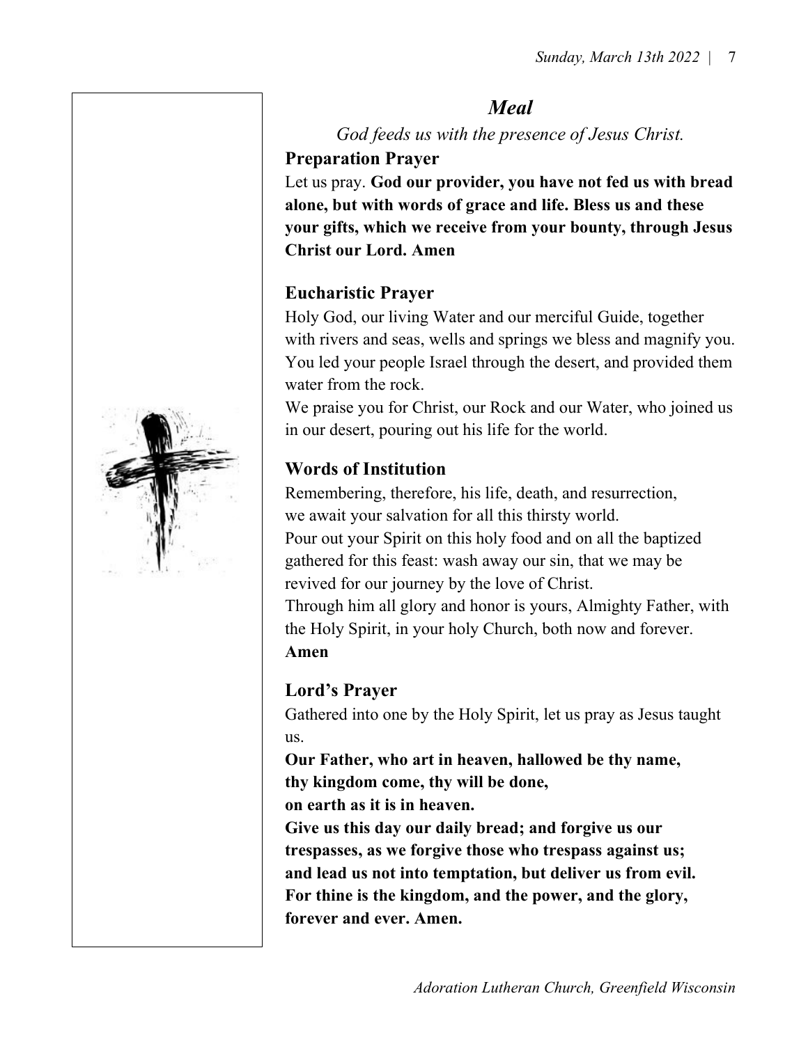## *Meal*

*God feeds us with the presence of Jesus Christ.*

### Preparation Prayer

Let us pray. **God our provider, you have not fed us with bread alone, but with words of grace and life. Bless us and these your gifts, which we receive from your bounty, through Jesus Christ our Lord. Amen**

### Eucharistic Prayer

Holy God, our living Water and our merciful Guide, together with rivers and seas, wells and springs we bless and magnify you. You led your people Israel through the desert, and provided them water from the rock.

We praise you for Christ, our Rock and our Water, who joined us in our desert, pouring out his life for the world.

### Words of Institution

Remembering, therefore, his life, death, and resurrection,
we await your salvation for all this thirsty world.
Pour out your Spirit on this holy food and on all the baptized gathered for this feast: wash away our sin, that we may be revived for our journey by the love of Christ.
Through him all glory and honor is yours, Almighty Father, with the Holy Spirit, in your holy Church, both now and forever.
**Amen**

### Lord's Prayer

Gathered into one by the Holy Spirit, let us pray as Jesus taught us.

**Our Father, who art in heaven, hallowed be thy name,**
**thy kingdom come, thy will be done,**
**on earth as it is in heaven.**
**Give us this day our daily bread; and forgive us our trespasses, as we forgive those who trespass against us;**
**and lead us not into temptation, but deliver us from evil.**
**For thine is the kingdom, and the power, and the glory, forever and ever. Amen.**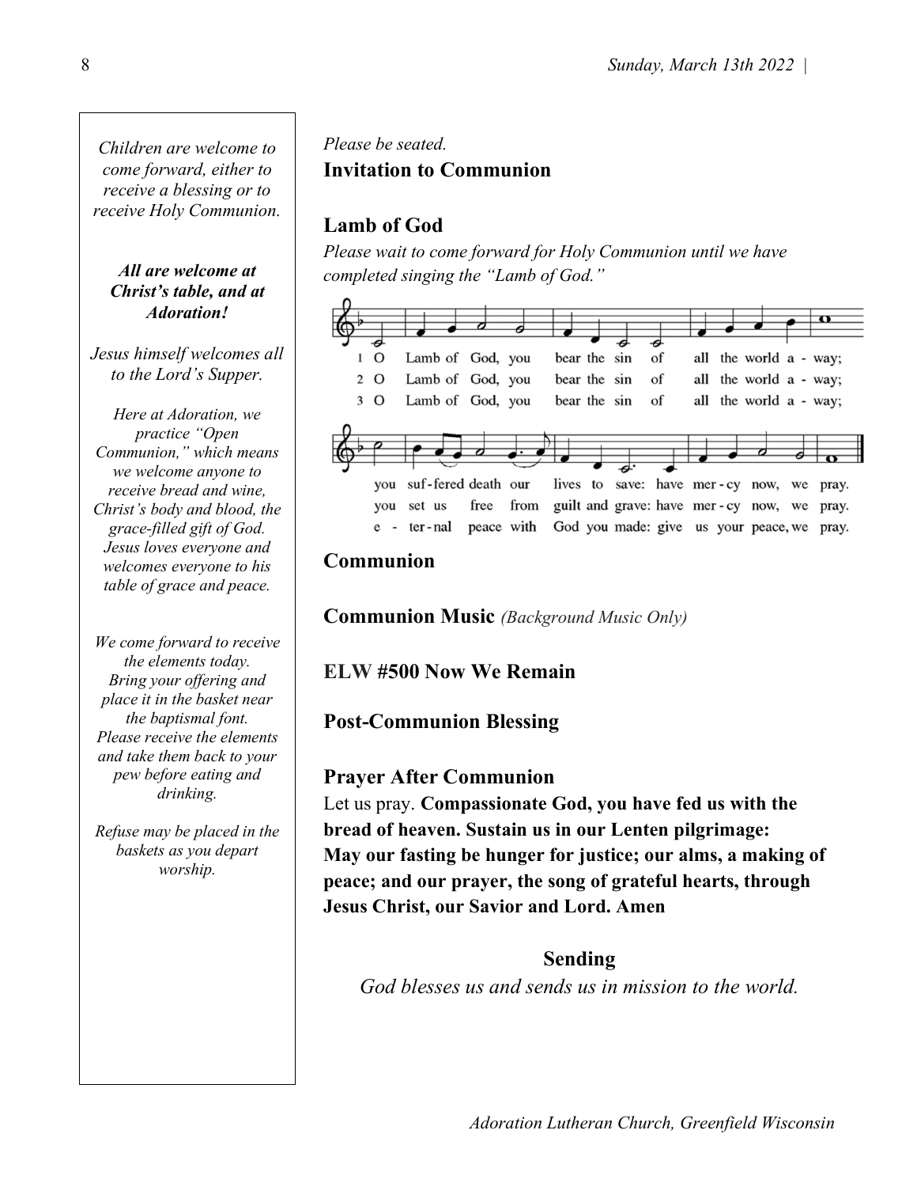*Children are welcome to come forward, either to receive a blessing or to receive Holy Communion.*

***All are welcome at Christ's table, and at Adoration!***

*Jesus himself welcomes all to the Lord's Supper.*

*Here at Adoration, we practice "Open Communion," which means we welcome anyone to receive bread and wine, Christ's body and blood, the grace-filled gift of God. Jesus loves everyone and welcomes everyone to his table of grace and peace.*

*We come forward to receive the elements today. Bring your offering and place it in the basket near the baptismal font. Please receive the elements and take them back to your pew before eating and drinking.*

*Refuse may be placed in the baskets as you depart worship.*

*Please be seated.*

**Invitation to Communion**

**Lamb of God**

*Please wait to come forward for Holy Communion until we have completed singing the "Lamb of God."*

1 O Lamb of God, you bear the sin of all the world away; you suf-fered death our lives to save: have mer-cy now, we pray.

2 O Lamb of God, you bear the sin of all the world away; you set us free from guilt and grave: have mer-cy now, we pray.

3 O Lamb of God, you bear the sin of all the world away; e-ter-nal peace with God you made: give us your peace, we pray.

**Communion**

**Communion Music** *(Background Music Only)*

**ELW #500 Now We Remain**

**Post-Communion Blessing**

**Prayer After Communion**

Let us pray. **Compassionate God, you have fed us with the bread of heaven. Sustain us in our Lenten pilgrimage: May our fasting be hunger for justice; our alms, a making of peace; and our prayer, the song of grateful hearts, through Jesus Christ, our Savior and Lord. Amen**

**Sending**

*God blesses us and sends us in mission to the world.*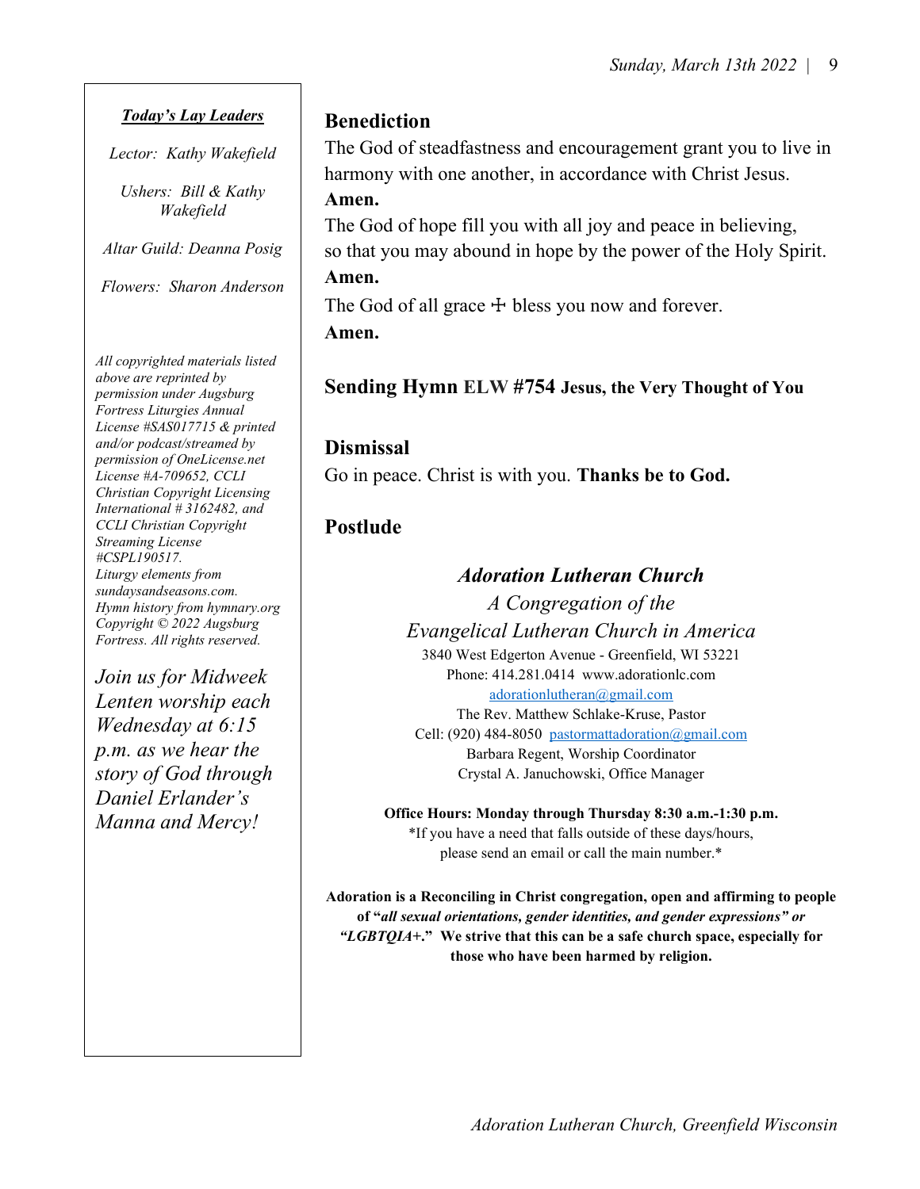**Benediction**

The God of steadfastness and encouragement grant you to live in harmony with one another, in accordance with Christ Jesus.
**Amen.**

The God of hope fill you with all joy and peace in believing,
so that you may abound in hope by the power of the Holy Spirit.
**Amen.**

The God of all grace ☩ bless you now and forever.
**Amen.**

**Sending Hymn ELW #754 Jesus, the Very Thought of You**

**Dismissal**

Go in peace. Christ is with you. **Thanks be to God.**

**Postlude**

***Adoration Lutheran Church***

*A Congregation of the*
*Evangelical Lutheran Church in America*

3840 West Edgerton Avenue - Greenfield, WI 53221
Phone: 414.281.0414 www.adorationlc.com
adorationlutheran@gmail.com
The Rev. Matthew Schlake-Kruse, Pastor
Cell: (920) 484-8050 pastormattadoration@gmail.com
Barbara Regent, Worship Coordinator
Crystal A. Januchowski, Office Manager

**Office Hours: Monday through Thursday 8:30 a.m.-1:30 p.m.**
*If you have a need that falls outside of these days/hours, please send an email or call the main number.*

**Adoration is a Reconciling in Christ congregation, open and affirming to people of "*all sexual orientations, gender identities, and gender expressions" or "LGBTQIA+*." We strive that this can be a safe church space, especially for those who have been harmed by religion.**

***Today's Lay Leaders***

*Lector: Kathy Wakefield*

*Ushers: Bill & Kathy Wakefield*

*Altar Guild: Deanna Posig*

*Flowers: Sharon Anderson*

*All copyrighted materials listed above are reprinted by permission under Augsburg Fortress Liturgies Annual License #SAS017715 & printed and/or podcast/streamed by permission of OneLicense.net License #A-709652, CCLI Christian Copyright Licensing International # 3162482, and CCLI Christian Copyright Streaming License #CSPL190517. Liturgy elements from sundaysandseasons.com. Hymn history from hymnary.org Copyright © 2022 Augsburg Fortress. All rights reserved.*

*Join us for Midweek Lenten worship each Wednesday at 6:15 p.m. as we hear the story of God through Daniel Erlander's Manna and Mercy!*